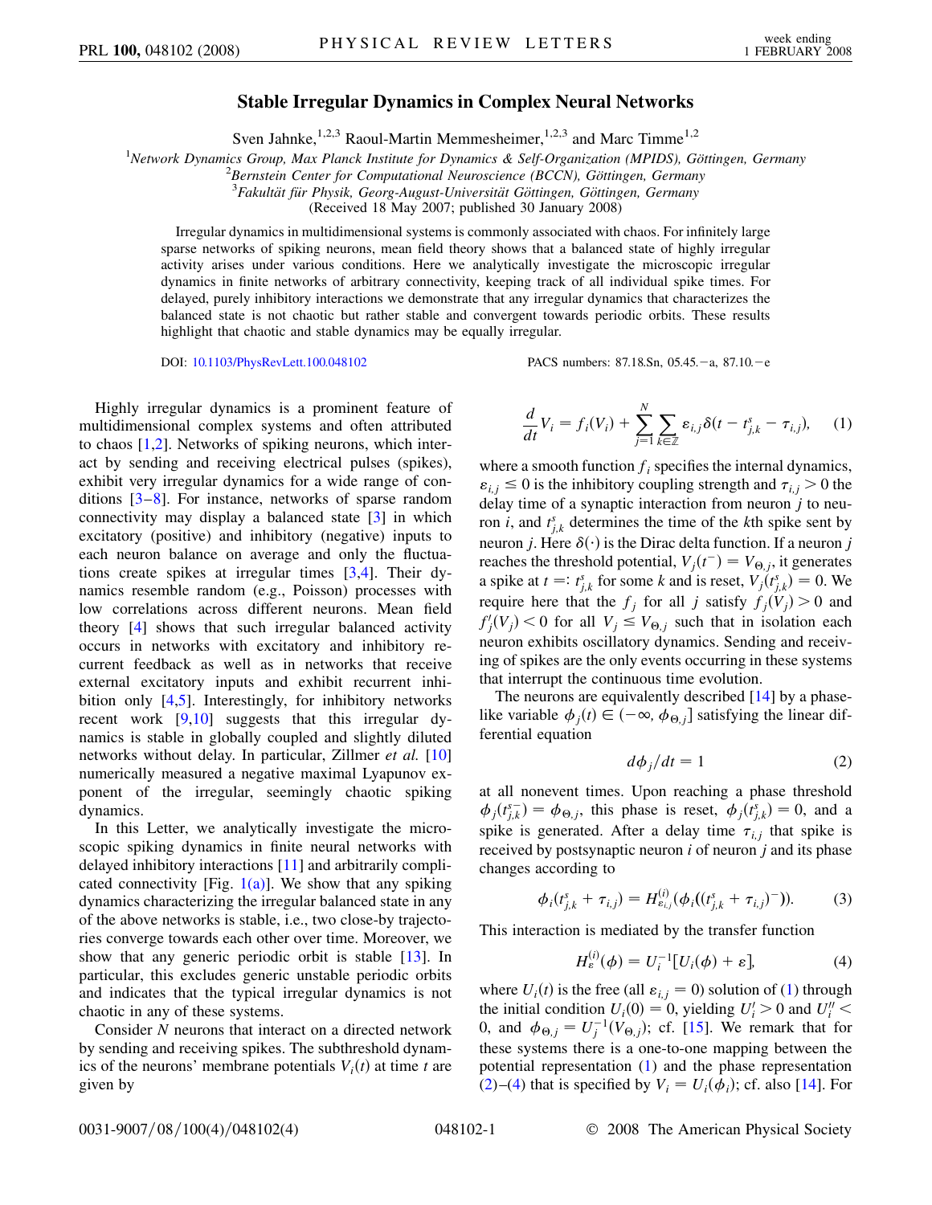# Stable Irregular Dynamics in Complex Neural Networks

Sven Jahnke,[1,2,3] Raoul-Martin Memmesheimer,[1,2,3] and Marc Timme[1,2]

[1]*Network Dynamics Group, Max Planck Institute for Dynamics & Self-Organization (MPIDS), Göttingen, Germany*
[2]*Bernstein Center for Computational Neuroscience (BCCN), Göttingen, Germany*
[3]*Fakultät für Physik, Georg-August-Universität Göttingen, Göttingen, Germany*
(Received 18 May 2007; published 30 January 2008)

Irregular dynamics in multidimensional systems is commonly associated with chaos. For infinitely large sparse networks of spiking neurons, mean field theory shows that a balanced state of highly irregular activity arises under various conditions. Here we analytically investigate the microscopic irregular dynamics in finite networks of arbitrary connectivity, keeping track of all individual spike times. For delayed, purely inhibitory interactions we demonstrate that any irregular dynamics that characterizes the balanced state is not chaotic but rather stable and convergent towards periodic orbits. These results highlight that chaotic and stable dynamics may be equally irregular.

DOI: 10.1103/PhysRevLett.100.048102 PACS numbers: 87.18.Sn, 05.45.−a, 87.10.−e

Highly irregular dynamics is a prominent feature of multidimensional complex systems and often attributed to chaos [1,2]. Networks of spiking neurons, which interact by sending and receiving electrical pulses (spikes), exhibit very irregular dynamics for a wide range of conditions [3–8]. For instance, networks of sparse random connectivity may display a balanced state [3] in which excitatory (positive) and inhibitory (negative) inputs to each neuron balance on average and only the fluctuations create spikes at irregular times [3,4]. Their dynamics resemble random (e.g., Poisson) processes with low correlations across different neurons. Mean field theory [4] shows that such irregular balanced activity occurs in networks with excitatory and inhibitory recurrent feedback as well as in networks that receive external excitatory inputs and exhibit recurrent inhibition only [4,5]. Interestingly, for inhibitory networks recent work [9,10] suggests that this irregular dynamics is stable in globally coupled and slightly diluted networks without delay. In particular, Zillmer *et al.* [10] numerically measured a negative maximal Lyapunov exponent of the irregular, seemingly chaotic spiking dynamics.

In this Letter, we analytically investigate the microscopic spiking dynamics in finite neural networks with delayed inhibitory interactions [11] and arbitrarily complicated connectivity [Fig. 1(a)]. We show that any spiking dynamics characterizing the irregular balanced state in any of the above networks is stable, i.e., two close-by trajectories converge towards each other over time. Moreover, we show that any generic periodic orbit is stable [13]. In particular, this excludes generic unstable periodic orbits and indicates that the typical irregular dynamics is not chaotic in any of these systems.

Consider $N$ neurons that interact on a directed network by sending and receiving spikes. The subthreshold dynamics of the neurons' membrane potentials $V_i(t)$ at time $t$ are given by

$$\frac{d}{dt}V_i = f_i(V_i) + \sum_{j=1}^{N}\sum_{k\in\mathbb{Z}} \varepsilon_{i,j}\delta(t - t^s_{j,k} - \tau_{i,j}), \tag{1}$$

where a smooth function $f_i$ specifies the internal dynamics, $\varepsilon_{i,j} \leq 0$ is the inhibitory coupling strength and $\tau_{i,j} > 0$ the delay time of a synaptic interaction from neuron $j$ to neuron $i$, and $t^s_{j,k}$ determines the time of the $k$th spike sent by neuron $j$. Here $\delta(\cdot)$ is the Dirac delta function. If a neuron $j$ reaches the threshold potential, $V_j(t^-) = V_{\Theta,j}$, it generates a spike at $t =: t^s_{j,k}$ for some $k$ and is reset, $V_j(t^s_{j,k}) = 0$. We require here that the $f_j$ for all $j$ satisfy $f_j(V_j) > 0$ and $f'_j(V_j) < 0$ for all $V_j \leq V_{\Theta,j}$ such that in isolation each neuron exhibits oscillatory dynamics. Sending and receiving of spikes are the only events occurring in these systems that interrupt the continuous time evolution.

The neurons are equivalently described [14] by a phase-like variable $\phi_j(t) \in (-\infty, \phi_{\Theta,j}]$ satisfying the linear differential equation

$$d\phi_j/dt = 1 \tag{2}$$

at all nonevent times. Upon reaching a phase threshold $\phi_j(t^{s-}_{j,k}) = \phi_{\Theta,j}$, this phase is reset, $\phi_j(t^s_{j,k}) = 0$, and a spike is generated. After a delay time $\tau_{i,j}$ that spike is received by postsynaptic neuron $i$ of neuron $j$ and its phase changes according to

$$\phi_i(t^s_{j,k} + \tau_{i,j}) = H^{(i)}_{\varepsilon_{i,j}}(\phi_i((t^s_{j,k} + \tau_{i,j})^-)). \tag{3}$$

This interaction is mediated by the transfer function

$$H^{(i)}_{\varepsilon}(\phi) = U_i^{-1}[U_i(\phi) + \varepsilon], \tag{4}$$

where $U_i(t)$ is the free (all $\varepsilon_{i,j} = 0$) solution of (1) through the initial condition $U_i(0) = 0$, yielding $U'_i > 0$ and $U''_i < 0$, and $\phi_{\Theta,j} = U_j^{-1}(V_{\Theta,j})$; cf. [15]. We remark that for these systems there is a one-to-one mapping between the potential representation (1) and the phase representation (2)–(4) that is specified by $V_i = U_i(\phi_i)$; cf. also [14]. For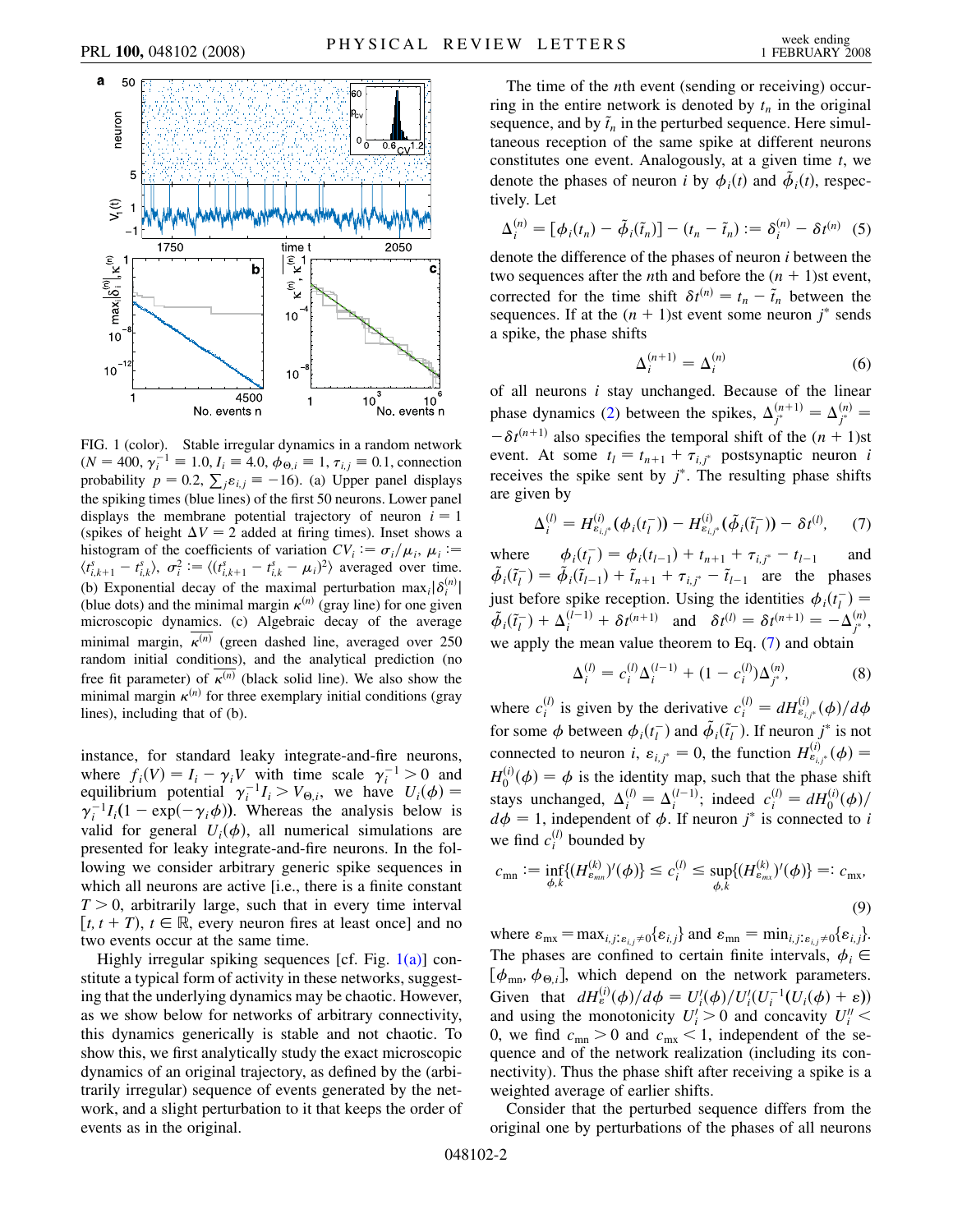FIG. 1 (color). Stable irregular dynamics in a random network ($N = 400$, $\gamma_i^{-1} \equiv 1.0$, $I_i \equiv 4.0$, $\phi_{\Theta,i} \equiv 1$, $\tau_{i,j} \equiv 0.1$, connection probability $p = 0.2$, $\sum_j \varepsilon_{i,j} \equiv -16$). (a) Upper panel displays the spiking times (blue lines) of the first 50 neurons. Lower panel displays the membrane potential trajectory of neuron $i = 1$ (spikes of height $\Delta V = 2$ added at firing times). Inset shows a histogram of the coefficients of variation $CV_i := \sigma_i/\mu_i$, $\mu_i := \langle t^s_{i,k+1} - t^s_{i,k} \rangle$, $\sigma_i^2 := \langle (t^s_{i,k+1} - t^s_{i,k} - \mu_i)^2 \rangle$ averaged over time. (b) Exponential decay of the maximal perturbation $\max_i |\delta_i^{(n)}|$ (blue dots) and the minimal margin $\kappa^{(n)}$ (gray line) for one given microscopic dynamics. (c) Algebraic decay of the average minimal margin, $\overline{\kappa^{(n)}}$ (green dashed line, averaged over 250 random initial conditions), and the analytical prediction (no free fit parameter) of $\overline{\kappa^{(n)}}$ (black solid line). We also show the minimal margin $\kappa^{(n)}$ for three exemplary initial conditions (gray lines), including that of (b).

instance, for standard leaky integrate-and-fire neurons, where $f_i(V) = I_i - \gamma_i V$ with time scale $\gamma_i^{-1} > 0$ and equilibrium potential $\gamma_i^{-1} I_i > V_{\Theta,i}$, we have $U_i(\phi) = \gamma_i^{-1} I_i (1 - \exp(-\gamma_i \phi))$. Whereas the analysis below is valid for general $U_i(\phi)$, all numerical simulations are presented for leaky integrate-and-fire neurons. In the following we consider arbitrary generic spike sequences in which all neurons are active [i.e., there is a finite constant $T > 0$, arbitrarily large, such that in every time interval $[t, t + T)$, $t \in \mathbb{R}$, every neuron fires at least once] and no two events occur at the same time.

Highly irregular spiking sequences [cf. Fig. 1(a)] constitute a typical form of activity in these networks, suggesting that the underlying dynamics may be chaotic. However, as we show below for networks of arbitrary connectivity, this dynamics generically is stable and not chaotic. To show this, we first analytically study the exact microscopic dynamics of an original trajectory, as defined by the (arbitrarily irregular) sequence of events generated by the network, and a slight perturbation to it that keeps the order of events as in the original.

The time of the $n$th event (sending or receiving) occurring in the entire network is denoted by $t_n$ in the original sequence, and by $\tilde{t}_n$ in the perturbed sequence. Here simultaneous reception of the same spike at different neurons constitutes one event. Analogously, at a given time $t$, we denote the phases of neuron $i$ by $\phi_i(t)$ and $\tilde{\phi}_i(t)$, respectively. Let

$$\Delta_i^{(n)} = [\phi_i(t_n) - \tilde{\phi}_i(\tilde{t}_n)] - (t_n - \tilde{t}_n) := \delta_i^{(n)} - \delta t^{(n)} \quad (5)$$

denote the difference of the phases of neuron $i$ between the two sequences after the $n$th and before the $(n+1)$st event, corrected for the time shift $\delta t^{(n)} = t_n - \tilde{t}_n$ between the sequences. If at the $(n+1)$st event some neuron $j^*$ sends a spike, the phase shifts

$$\Delta_i^{(n+1)} = \Delta_i^{(n)} \quad (6)$$

of all neurons $i$ stay unchanged. Because of the linear phase dynamics (2) between the spikes, $\Delta_{j^*}^{(n+1)} = \Delta_{j^*}^{(n)} = -\delta t^{(n+1)}$ also specifies the temporal shift of the $(n+1)$st event. At some $t_l = t_{n+1} + \tau_{i,j^*}$ postsynaptic neuron $i$ receives the spike sent by $j^*$. The resulting phase shifts are given by

$$\Delta_i^{(l)} = H^{(i)}_{\varepsilon_{i,j^*}}(\phi_i(t_l^-)) - H^{(i)}_{\varepsilon_{i,j^*}}(\tilde{\phi}_i(\tilde{t}_l^-)) - \delta t^{(l)}, \quad (7)$$

where $\phi_i(t_l^-) = \phi_i(t_{l-1}) + t_{n+1} + \tau_{i,j^*} - t_{l-1}$ and $\tilde{\phi}_i(\tilde{t}_l^-) = \tilde{\phi}_i(\tilde{t}_{l-1}) + \tilde{t}_{n+1} + \tau_{i,j^*} - \tilde{t}_{l-1}$ are the phases just before spike reception. Using the identities $\phi_i(t_l^-) = \tilde{\phi}_i(\tilde{t}_l^-) + \Delta_i^{(l-1)} + \delta t^{(n+1)}$ and $\delta t^{(l)} = \delta t^{(n+1)} = -\Delta_{j^*}^{(n)}$, we apply the mean value theorem to Eq. (7) and obtain

$$\Delta_i^{(l)} = c_i^{(l)} \Delta_i^{(l-1)} + (1 - c_i^{(l)}) \Delta_{j^*}^{(n)}, \quad (8)$$

where $c_i^{(l)}$ is given by the derivative $c_i^{(l)} = dH^{(i)}_{\varepsilon_{i,j^*}}(\phi)/d\phi$ for some $\phi$ between $\phi_i(t_l^-)$ and $\tilde{\phi}_i(\tilde{t}_l^-)$. If neuron $j^*$ is not connected to neuron $i$, $\varepsilon_{i,j^*} = 0$, the function $H^{(i)}_{\varepsilon_{i,j^*}}(\phi) = H^{(i)}_0(\phi) = \phi$ is the identity map, such that the phase shift stays unchanged, $\Delta_i^{(l)} = \Delta_i^{(l-1)}$; indeed $c_i^{(l)} = dH^{(i)}_0(\phi)/d\phi = 1$, independent of $\phi$. If neuron $j^*$ is connected to $i$ we find $c_i^{(l)}$ bounded by

$$c_{\mathrm{mn}} := \inf_{\phi,k}\{(H^{(k)}_{\varepsilon_{\mathrm{mn}}})'(\phi)\} \le c_i^{(l)} \le \sup_{\phi,k}\{(H^{(k)}_{\varepsilon_{\mathrm{mx}}})'(\phi)\} =: c_{\mathrm{mx}}, \quad (9)$$

where $\varepsilon_{\mathrm{mx}} = \max_{i,j:\varepsilon_{i,j} \neq 0}\{\varepsilon_{i,j}\}$ and $\varepsilon_{\mathrm{mn}} = \min_{i,j:\varepsilon_{i,j} \neq 0}\{\varepsilon_{i,j}\}$. The phases are confined to certain finite intervals, $\phi_i \in [\phi_{\mathrm{mn}}, \phi_{\Theta,i}]$, which depend on the network parameters. Given that $dH^{(i)}_\varepsilon(\phi)/d\phi = U_i'(\phi)/U_i'(U_i^{-1}(U_i(\phi) + \varepsilon))$ and using the monotonicity $U_i' > 0$ and concavity $U_i'' < 0$, we find $c_{\mathrm{mn}} > 0$ and $c_{\mathrm{mx}} < 1$, independent of the sequence and of the network realization (including its connectivity). Thus the phase shift after receiving a spike is a weighted average of earlier shifts.

Consider that the perturbed sequence differs from the original one by perturbations of the phases of all neurons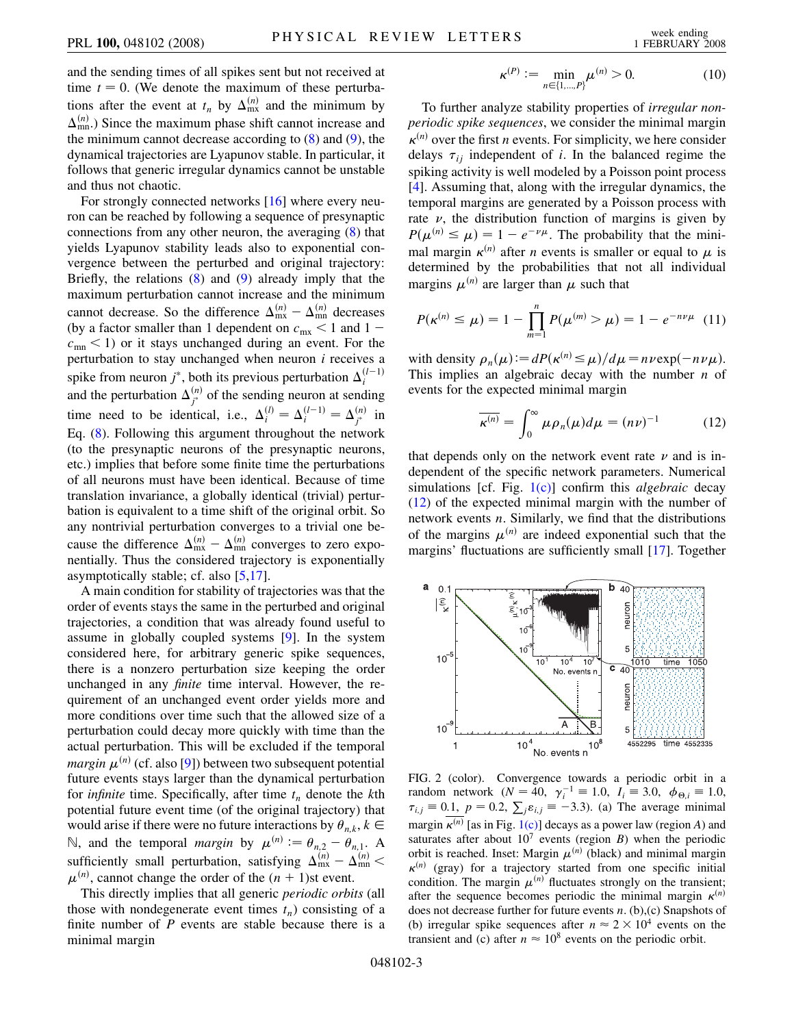and the sending times of all spikes sent but not received at time $t = 0$. (We denote the maximum of these perturbations after the event at $t_n$ by $\Delta_{\rm mx}^{(n)}$ and the minimum by $\Delta_{\rm mn}^{(n)}$.) Since the maximum phase shift cannot increase and the minimum cannot decrease according to (8) and (9), the dynamical trajectories are Lyapunov stable. In particular, it follows that generic irregular dynamics cannot be unstable and thus not chaotic.

For strongly connected networks [16] where every neuron can be reached by following a sequence of presynaptic connections from any other neuron, the averaging (8) that yields Lyapunov stability leads also to exponential convergence between the perturbed and original trajectory: Briefly, the relations (8) and (9) already imply that the maximum perturbation cannot increase and the minimum cannot decrease. So the difference $\Delta_{\rm mx}^{(n)} - \Delta_{\rm mn}^{(n)}$ decreases (by a factor smaller than 1 dependent on $c_{\rm mx} < 1$ and $1 - c_{\rm mn} < 1$) or it stays unchanged during an event. For the perturbation to stay unchanged when neuron $i$ receives a spike from neuron $j^*$, both its previous perturbation $\Delta_i^{(l-1)}$ and the perturbation $\Delta_{j^*}^{(n)}$ of the sending neuron at sending time need to be identical, i.e., $\Delta_i^{(l)} = \Delta_i^{(l-1)} = \Delta_{j^*}^{(n)}$ in Eq. (8). Following this argument throughout the network (to the presynaptic neurons of the presynaptic neurons, etc.) implies that before some finite time the perturbations of all neurons must have been identical. Because of time translation invariance, a globally identical (trivial) perturbation is equivalent to a time shift of the original orbit. So any nontrivial perturbation converges to a trivial one because the difference $\Delta_{\rm mx}^{(n)} - \Delta_{\rm mn}^{(n)}$ converges to zero exponentially. Thus the considered trajectory is exponentially asymptotically stable; cf. also [5,17].

A main condition for stability of trajectories was that the order of events stays the same in the perturbed and original trajectories, a condition that was already found useful to assume in globally coupled systems [9]. In the system considered here, for arbitrary generic spike sequences, there is a nonzero perturbation size keeping the order unchanged in any *finite* time interval. However, the requirement of an unchanged event order yields more and more conditions over time such that the allowed size of a perturbation could decay more quickly with time than the actual perturbation. This will be excluded if the temporal *margin* $\mu^{(n)}$ (cf. also [9]) between two subsequent potential future events stays larger than the dynamical perturbation for *infinite* time. Specifically, after time $t_n$ denote the $k$th potential future event time (of the original trajectory) that would arise if there were no future interactions by $\theta_{n,k}$, $k \in \mathbb{N}$, and the temporal *margin* by $\mu^{(n)} := \theta_{n,2} - \theta_{n,1}$. A sufficiently small perturbation, satisfying $\Delta_{\rm mx}^{(n)} - \Delta_{\rm mn}^{(n)} < \mu^{(n)}$, cannot change the order of the $(n+1)$st event.

This directly implies that all generic *periodic orbits* (all those with nondegenerate event times $t_n$) consisting of a finite number of $P$ events are stable because there is a minimal margin

$$\kappa^{(P)} := \min_{n \in \{1,\ldots,P\}} \mu^{(n)} > 0. \tag{10}$$

To further analyze stability properties of *irregular nonperiodic spike sequences*, we consider the minimal margin $\kappa^{(n)}$ over the first $n$ events. For simplicity, we here consider delays $\tau_{ij}$ independent of $i$. In the balanced regime the spiking activity is well modeled by a Poisson point process [4]. Assuming that, along with the irregular dynamics, the temporal margins are generated by a Poisson process with rate $\nu$, the distribution function of margins is given by $P(\mu^{(n)} \leq \mu) = 1 - e^{-\nu\mu}$. The probability that the minimal margin $\kappa^{(n)}$ after $n$ events is smaller or equal to $\mu$ is determined by the probabilities that not all individual margins $\mu^{(n)}$ are larger than $\mu$ such that

$$P(\kappa^{(n)} \leq \mu) = 1 - \prod_{m=1}^{n} P(\mu^{(m)} > \mu) = 1 - e^{-n\nu\mu} \tag{11}$$

with density $\rho_n(\mu) := dP(\kappa^{(n)} \leq \mu)/d\mu = n\nu \exp(-n\nu\mu)$. This implies an algebraic decay with the number $n$ of events for the expected minimal margin

$$\overline{\kappa^{(n)}} = \int_0^\infty \mu \rho_n(\mu) d\mu = (n\nu)^{-1} \tag{12}$$

that depends only on the network event rate $\nu$ and is independent of the specific network parameters. Numerical simulations [cf. Fig. 1(c)] confirm this *algebraic* decay (12) of the expected minimal margin with the number of network events $n$. Similarly, we find that the distributions of the margins $\mu^{(n)}$ are indeed exponential such that the margins' fluctuations are sufficiently small [17]. Together

FIG. 2 (color). Convergence towards a periodic orbit in a random network ($N = 40$, $\gamma_i^{-1} \equiv 1.0$, $I_i \equiv 3.0$, $\phi_{\Theta,i} \equiv 1.0$, $\tau_{i,j} \equiv 0.1$, $p = 0.2$, $\sum_j \varepsilon_{i,j} \equiv -3.3$). (a) The average minimal margin $\overline{\kappa^{(n)}}$ [as in Fig. 1(c)] decays as a power law (region $A$) and saturates after about $10^7$ events (region $B$) when the periodic orbit is reached. Inset: Margin $\mu^{(n)}$ (black) and minimal margin $\kappa^{(n)}$ (gray) for a trajectory started from one specific initial condition. The margin $\mu^{(n)}$ fluctuates strongly on the transient; after the sequence becomes periodic the minimal margin $\kappa^{(n)}$ does not decrease further for future events $n$. (b),(c) Snapshots of (b) irregular spike sequences after $n \approx 2 \times 10^4$ events on the transient and (c) after $n \approx 10^8$ events on the periodic orbit.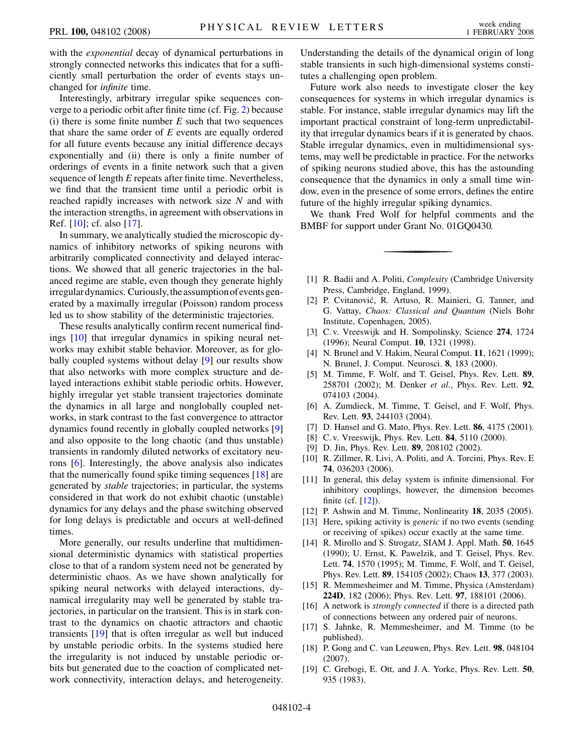with the *exponential* decay of dynamical perturbations in strongly connected networks this indicates that for a sufficiently small perturbation the order of events stays unchanged for *infinite* time.

Interestingly, arbitrary irregular spike sequences converge to a periodic orbit after finite time (cf. Fig. 2) because (i) there is some finite number $E$ such that two sequences that share the same order of $E$ events are equally ordered for all future events because any initial difference decays exponentially and (ii) there is only a finite number of orderings of events in a finite network such that a given sequence of length $E$ repeats after finite time. Nevertheless, we find that the transient time until a periodic orbit is reached rapidly increases with network size $N$ and with the interaction strengths, in agreement with observations in Ref. [10]; cf. also [17].

In summary, we analytically studied the microscopic dynamics of inhibitory networks of spiking neurons with arbitrarily complicated connectivity and delayed interactions. We showed that all generic trajectories in the balanced regime are stable, even though they generate highly irregular dynamics. Curiously, the assumption of events generated by a maximally irregular (Poisson) random process led us to show stability of the deterministic trajectories.

These results analytically confirm recent numerical findings [10] that irregular dynamics in spiking neural networks may exhibit stable behavior. Moreover, as for globally coupled systems without delay [9] our results show that also networks with more complex structure and delayed interactions exhibit stable periodic orbits. However, highly irregular yet stable transient trajectories dominate the dynamics in all large and nonglobally coupled networks, in stark contrast to the fast convergence to attractor dynamics found recently in globally coupled networks [9] and also opposite to the long chaotic (and thus unstable) transients in randomly diluted networks of excitatory neurons [6]. Interestingly, the above analysis also indicates that the numerically found spike timing sequences [18] are generated by *stable* trajectories; in particular, the systems considered in that work do not exhibit chaotic (unstable) dynamics for any delays and the phase switching observed for long delays is predictable and occurs at well-defined times.

More generally, our results underline that multidimensional deterministic dynamics with statistical properties close to that of a random system need not be generated by deterministic chaos. As we have shown analytically for spiking neural networks with delayed interactions, dynamical irregularity may well be generated by stable trajectories, in particular on the transient. This is in stark contrast to the dynamics on chaotic attractors and chaotic transients [19] that is often irregular as well but induced by unstable periodic orbits. In the systems studied here the irregularity is not induced by unstable periodic orbits but generated due to the coaction of complicated network connectivity, interaction delays, and heterogeneity. Understanding the details of the dynamical origin of long stable transients in such high-dimensional systems constitutes a challenging open problem.

Future work also needs to investigate closer the key consequences for systems in which irregular dynamics is stable. For instance, stable irregular dynamics may lift the important practical constraint of long-term unpredictability that irregular dynamics bears if it is generated by chaos. Stable irregular dynamics, even in multidimensional systems, may well be predictable in practice. For the networks of spiking neurons studied above, this has the astounding consequence that the dynamics in only a small time window, even in the presence of some errors, defines the entire future of the highly irregular spiking dynamics.

We thank Fred Wolf for helpful comments and the BMBF for support under Grant No. 01GQ0430.

---

[1] R. Badii and A. Politi, *Complexity* (Cambridge University Press, Cambridge, England, 1999).

[2] P. Cvitanović, R. Artuso, R. Mainieri, G. Tanner, and G. Vattay, *Chaos: Classical and Quantum* (Niels Bohr Institute, Copenhagen, 2005).

[3] C. v. Vreeswijk and H. Sompolinsky, Science **274**, 1724 (1996); Neural Comput. **10**, 1321 (1998).

[4] N. Brunel and V. Hakim, Neural Comput. **11**, 1621 (1999); N. Brunel, J. Comput. Neurosci. **8**, 183 (2000).

[5] M. Timme, F. Wolf, and T. Geisel, Phys. Rev. Lett. **89**, 258701 (2002); M. Denker *et al.*, Phys. Rev. Lett. **92**, 074103 (2004).

[6] A. Zumdieck, M. Timme, T. Geisel, and F. Wolf, Phys. Rev. Lett. **93**, 244103 (2004).

[7] D. Hansel and G. Mato, Phys. Rev. Lett. **86**, 4175 (2001).

[8] C. v. Vreeswijk, Phys. Rev. Lett. **84**, 5110 (2000).

[9] D. Jin, Phys. Rev. Lett. **89**, 208102 (2002).

[10] R. Zillmer, R. Livi, A. Politi, and A. Torcini, Phys. Rev. E **74**, 036203 (2006).

[11] In general, this delay system is infinite dimensional. For inhibitory couplings, however, the dimension becomes finite (cf. [12]).

[12] P. Ashwin and M. Timme, Nonlinearity **18**, 2035 (2005).

[13] Here, spiking activity is *generic* if no two events (sending or receiving of spikes) occur exactly at the same time.

[14] R. Mirollo and S. Strogatz, SIAM J. Appl. Math. **50**, 1645 (1990); U. Ernst, K. Pawelzik, and T. Geisel, Phys. Rev. Lett. **74**, 1570 (1995); M. Timme, F. Wolf, and T. Geisel, Phys. Rev. Lett. **89**, 154105 (2002); Chaos **13**, 377 (2003).

[15] R. Memmesheimer and M. Timme, Physica (Amsterdam) **224D**, 182 (2006); Phys. Rev. Lett. **97**, 188101 (2006).

[16] A network is *strongly connected* if there is a directed path of connections between any ordered pair of neurons.

[17] S. Jahnke, R. Memmesheimer, and M. Timme (to be published).

[18] P. Gong and C. van Leeuwen, Phys. Rev. Lett. **98**, 048104 (2007).

[19] C. Grebogi, E. Ott, and J. A. Yorke, Phys. Rev. Lett. **50**, 935 (1983).